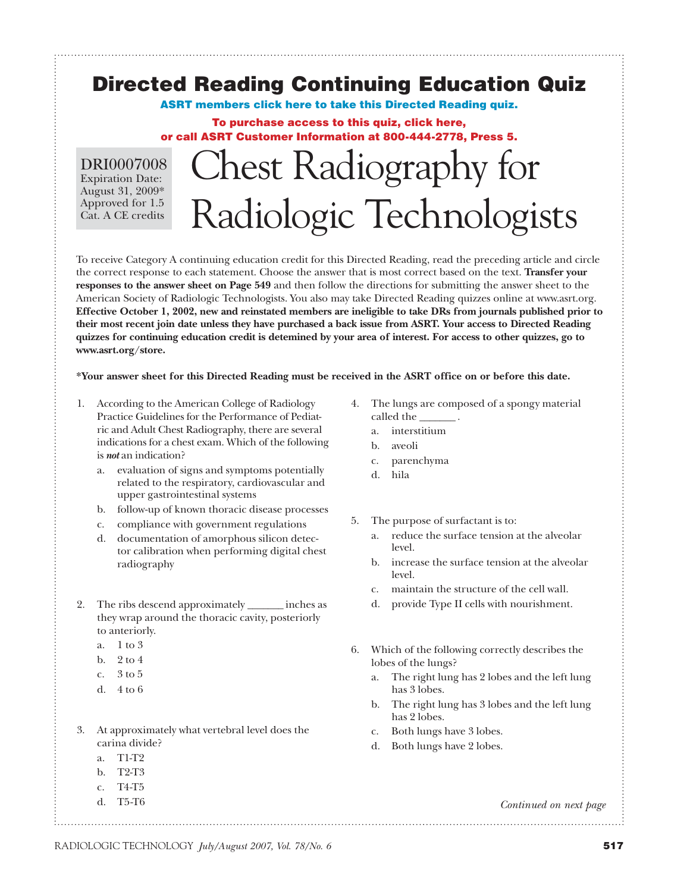# Directed Reading Continuing Education Quiz

**ASRT members click here to take this Directed Reading quiz.**

**To purchase access to this quiz, click here, or call ASRT Customer Information at 800-444-2778, Press 5.**

DRI0007008
Expiration Date: August 31, 2009*
Approved for 1.5 Cat. A CE credits

# Chest Radiography for Radiologic Technologists

To receive Category A continuing education credit for this Directed Reading, read the preceding article and circle the correct response to each statement. Choose the answer that is most correct based on the text. **Transfer your responses to the answer sheet on Page 549** and then follow the directions for submitting the answer sheet to the American Society of Radiologic Technologists. You also may take Directed Reading quizzes online at www.asrt.org. **Effective October 1, 2002, new and reinstated members are ineligible to take DRs from journals published prior to their most recent join date unless they have purchased a back issue from ASRT. Your access to Directed Reading quizzes for continuing education credit is detemined by your area of interest. For access to other quizzes, go to www.asrt.org/store.**

**\*Your answer sheet for this Directed Reading must be received in the ASRT office on or before this date.**

1. According to the American College of Radiology Practice Guidelines for the Performance of Pediatric and Adult Chest Radiography, there are several indications for a chest exam. Which of the following is ***not*** an indication?
   a. evaluation of signs and symptoms potentially related to the respiratory, cardiovascular and upper gastrointestinal systems
   b. follow-up of known thoracic disease processes
   c. compliance with government regulations
   d. documentation of amorphous silicon detector calibration when performing digital chest radiography

2. The ribs descend approximately _______ inches as they wrap around the thoracic cavity, posteriorly to anteriorly.
   a. 1 to 3
   b. 2 to 4
   c. 3 to 5
   d. 4 to 6

3. At approximately what vertebral level does the carina divide?
   a. T1-T2
   b. T2-T3
   c. T4-T5
   d. T5-T6

4. The lungs are composed of a spongy material called the _______ .
   a. interstitium
   b. aveoli
   c. parenchyma
   d. hila

5. The purpose of surfactant is to:
   a. reduce the surface tension at the alveolar level.
   b. increase the surface tension at the alveolar level.
   c. maintain the structure of the cell wall.
   d. provide Type II cells with nourishment.

6. Which of the following correctly describes the lobes of the lungs?
   a. The right lung has 2 lobes and the left lung has 3 lobes.
   b. The right lung has 3 lobes and the left lung has 2 lobes.
   c. Both lungs have 3 lobes.
   d. Both lungs have 2 lobes.

*Continued on next page*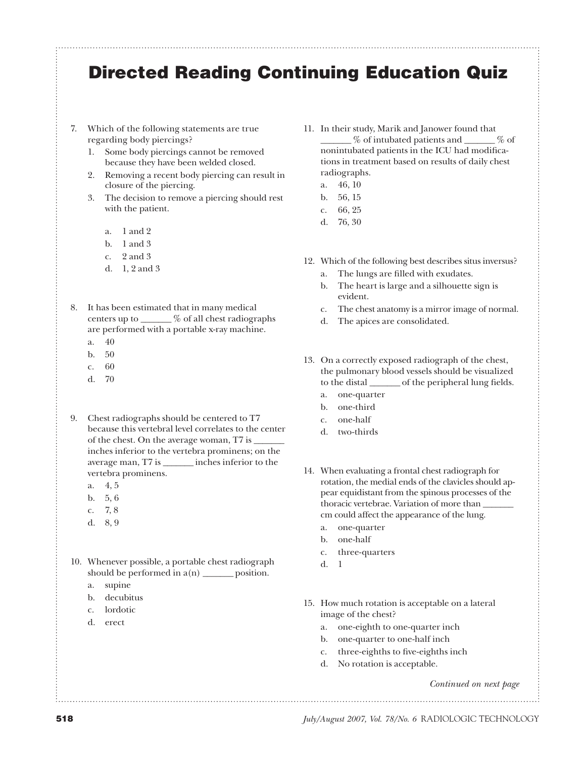# Directed Reading Continuing Education Quiz

7. Which of the following statements are true regarding body piercings?
   1. Some body piercings cannot be removed because they have been welded closed.
   2. Removing a recent body piercing can result in closure of the piercing.
   3. The decision to remove a piercing should rest with the patient.

   a. 1 and 2
   b. 1 and 3
   c. 2 and 3
   d. 1, 2 and 3

8. It has been estimated that in many medical centers up to _______ % of all chest radiographs are performed with a portable x-ray machine.
   a. 40
   b. 50
   c. 60
   d. 70

9. Chest radiographs should be centered to T7 because this vertebral level correlates to the center of the chest. On the average woman, T7 is _______ inches inferior to the vertebra prominens; on the average man, T7 is _______ inches inferior to the vertebra prominens.
   a. 4, 5
   b. 5, 6
   c. 7, 8
   d. 8, 9

10. Whenever possible, a portable chest radiograph should be performed in a(n) _______ position.
    a. supine
    b. decubitus
    c. lordotic
    d. erect

11. In their study, Marik and Janower found that _______ % of intubated patients and _______ % of nonintubated patients in the ICU had modifications in treatment based on results of daily chest radiographs.
    a. 46, 10
    b. 56, 15
    c. 66, 25
    d. 76, 30

12. Which of the following best describes situs inversus?
    a. The lungs are filled with exudates.
    b. The heart is large and a silhouette sign is evident.
    c. The chest anatomy is a mirror image of normal.
    d. The apices are consolidated.

13. On a correctly exposed radiograph of the chest, the pulmonary blood vessels should be visualized to the distal _______ of the peripheral lung fields.
    a. one-quarter
    b. one-third
    c. one-half
    d. two-thirds

14. When evaluating a frontal chest radiograph for rotation, the medial ends of the clavicles should appear equidistant from the spinous processes of the thoracic vertebrae. Variation of more than _______ cm could affect the appearance of the lung.
    a. one-quarter
    b. one-half
    c. three-quarters
    d. 1

15. How much rotation is acceptable on a lateral image of the chest?
    a. one-eighth to one-quarter inch
    b. one-quarter to one-half inch
    c. three-eighths to five-eighths inch
    d. No rotation is acceptable.

*Continued on next page*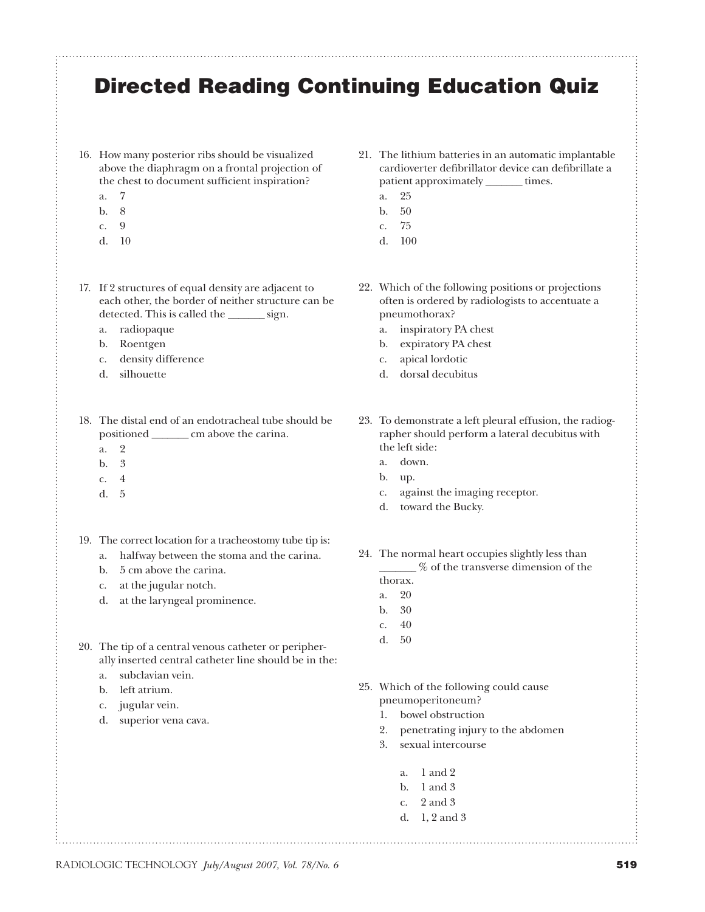# Directed Reading Continuing Education Quiz

16. How many posterior ribs should be visualized above the diaphragm on a frontal projection of the chest to document sufficient inspiration?
    a. 7
    b. 8
    c. 9
    d. 10

17. If 2 structures of equal density are adjacent to each other, the border of neither structure can be detected. This is called the _______ sign.
    a. radiopaque
    b. Roentgen
    c. density difference
    d. silhouette

18. The distal end of an endotracheal tube should be positioned _______ cm above the carina.
    a. 2
    b. 3
    c. 4
    d. 5

19. The correct location for a tracheostomy tube tip is:
    a. halfway between the stoma and the carina.
    b. 5 cm above the carina.
    c. at the jugular notch.
    d. at the laryngeal prominence.

20. The tip of a central venous catheter or peripherally inserted central catheter line should be in the:
    a. subclavian vein.
    b. left atrium.
    c. jugular vein.
    d. superior vena cava.

21. The lithium batteries in an automatic implantable cardioverter defibrillator device can defibrillate a patient approximately _______ times.
    a. 25
    b. 50
    c. 75
    d. 100

22. Which of the following positions or projections often is ordered by radiologists to accentuate a pneumothorax?
    a. inspiratory PA chest
    b. expiratory PA chest
    c. apical lordotic
    d. dorsal decubitus

23. To demonstrate a left pleural effusion, the radiographer should perform a lateral decubitus with the left side:
    a. down.
    b. up.
    c. against the imaging receptor.
    d. toward the Bucky.

24. The normal heart occupies slightly less than _______ % of the transverse dimension of the thorax.
    a. 20
    b. 30
    c. 40
    d. 50

25. Which of the following could cause pneumoperitoneum?
    1. bowel obstruction
    2. penetrating injury to the abdomen
    3. sexual intercourse

    a. 1 and 2
    b. 1 and 3
    c. 2 and 3
    d. 1, 2 and 3